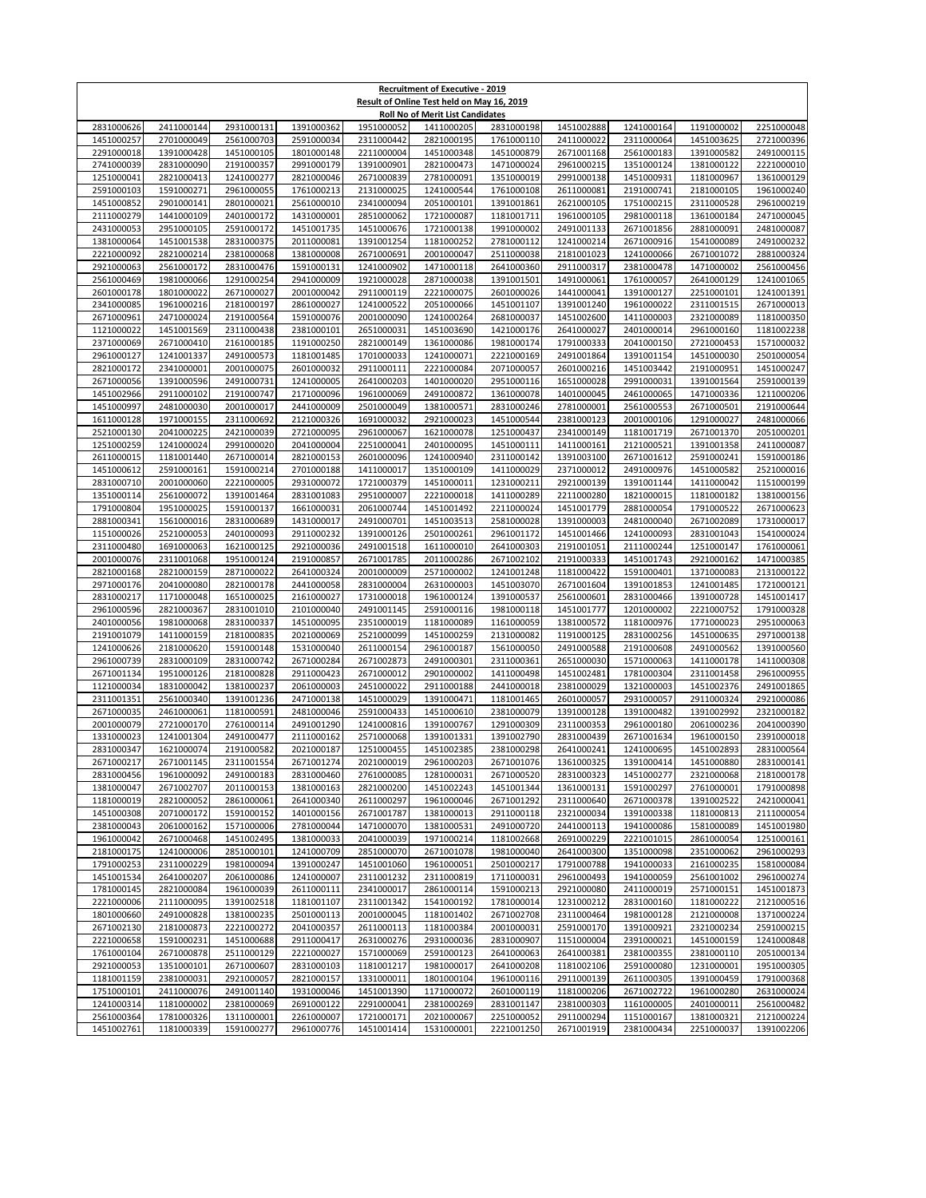# Recruitment of Executive - 2019

## Result of Online Test held on May 16, 2019

### Roll No of Merit List Candidates

| | | | | | | | | | | |
|---|---|---|---|---|---|---|---|---|---|---|
| 2831000626 | 2411000144 | 2931000131 | 1391000362 | 1951000052 | 1411000205 | 2831000198 | 1451002888 | 1241000164 | 1191000002 | 2251000048 |
| 1451000257 | 2701000049 | 2561000703 | 2591000034 | 2311000442 | 2821000195 | 1761000110 | 2411000022 | 2311000064 | 1451003625 | 2721000396 |
| 2291000018 | 1391000428 | 1451000105 | 1801000148 | 2211000004 | 1451000348 | 1451000879 | 2671001168 | 2561000183 | 1391000582 | 2491000115 |
| 2741000039 | 2831000090 | 2191000357 | 2991000179 | 1391000901 | 2821000473 | 1471000024 | 2961000215 | 1351000124 | 1381000122 | 2221000010 |
| 1251000041 | 2821000413 | 1241000277 | 2821000046 | 2671000839 | 2781000091 | 1351000019 | 2991000138 | 1451000931 | 1181000967 | 1361000129 |
| 2591000103 | 1591000271 | 2961000055 | 1761000213 | 2131000025 | 1241000544 | 1761000108 | 2611000081 | 2191000741 | 2181000105 | 1961000240 |
| 1451000852 | 2901000141 | 2801000021 | 2561000010 | 2341000094 | 2051000101 | 1391001861 | 2621000105 | 1751000215 | 2311000528 | 2961000219 |
| 2111000279 | 1441000109 | 2401000172 | 1431000001 | 2851000062 | 1721000087 | 1181001711 | 1961000105 | 2981000118 | 1361000184 | 2471000045 |
| 2431000053 | 2951000105 | 2591000172 | 1451001735 | 1451000676 | 1721000138 | 1991000002 | 2491001133 | 2671001856 | 2881000091 | 2481000087 |
| 1381000064 | 1451001538 | 2831000375 | 2011000081 | 1391001254 | 1181000252 | 2781000112 | 1241000214 | 2671000916 | 1541000089 | 2491000232 |
| 2221000092 | 2821000214 | 2381000068 | 1381000008 | 2671000691 | 2001000047 | 2511000038 | 2181001023 | 1241000066 | 2671001072 | 2881000324 |
| 2921000063 | 2561000172 | 2831000476 | 1591000131 | 1241000902 | 1471000118 | 2641000360 | 2911000317 | 2381000478 | 1471000002 | 2561000456 |
| 2561000469 | 1981000066 | 1291000254 | 2941000009 | 1921000028 | 2871000038 | 1391001501 | 1491000061 | 1761000057 | 2641000129 | 1241001065 |
| 2601000178 | 1801000022 | 2671000027 | 2001000042 | 2911000119 | 2221000075 | 2601000026 | 1441000041 | 1391000127 | 2251000101 | 1241001391 |
| 2341000085 | 1961000216 | 2181000197 | 2861000027 | 1241000522 | 2051000066 | 1451001107 | 1391001240 | 1961000022 | 2311001515 | 2671000013 |
| 2671000961 | 2471000024 | 2191000564 | 1591000076 | 2001000090 | 1241000264 | 2681000037 | 1451002600 | 1411000003 | 2321000089 | 1181000350 |
| 1121000022 | 1451001569 | 2311000438 | 2381000101 | 2651000031 | 1451003690 | 1421000176 | 2641000027 | 2401000014 | 2961000160 | 1181002238 |
| 2371000069 | 2671000410 | 2161000185 | 1191000250 | 2821000149 | 1361000086 | 1981000174 | 1791000333 | 2041000150 | 2721000453 | 1571000032 |
| 2961000127 | 1241001337 | 2491000573 | 1181001485 | 1701000033 | 1241000071 | 2221000169 | 2491001864 | 1391001154 | 1451000030 | 2501000054 |
| 2821000172 | 2341000001 | 2001000075 | 2601000032 | 2911000111 | 2221000084 | 2071000057 | 2601000216 | 1451003442 | 2191000951 | 1451000247 |
| 2671000056 | 1391000596 | 2491000731 | 1241000005 | 2641000203 | 1401000020 | 2951000116 | 1651000028 | 2991000031 | 1391001564 | 2591000139 |
| 1451002966 | 2911000102 | 2191000747 | 2171000096 | 1961000069 | 2491000872 | 1361000078 | 1401000045 | 2461000065 | 1471000336 | 1211000206 |
| 1451000997 | 2481000030 | 2001000017 | 2441000009 | 2501000049 | 1381000571 | 2831000246 | 2781000001 | 2561000553 | 2671000501 | 2191000644 |
| 1611000128 | 1971000155 | 2311000692 | 2121000326 | 1691000032 | 2921000023 | 1451000544 | 2381000123 | 2001000106 | 1291000027 | 2481000066 |
| 2521000130 | 2041000225 | 2421000039 | 2721000095 | 2961000067 | 1621000078 | 1251000437 | 2341000149 | 1181001719 | 2671001370 | 2051000201 |
| 1251000259 | 1241000024 | 2991000020 | 2041000004 | 2251000041 | 2401000095 | 1451000111 | 1411000161 | 2121000521 | 1391001358 | 2411000087 |
| 2611000015 | 1181001440 | 2671000014 | 2821000153 | 2601000096 | 1241000940 | 2311000142 | 1391003100 | 2671001612 | 2591000241 | 1591000186 |
| 1451000612 | 2591000161 | 1591000214 | 2701000188 | 1411000017 | 1351000109 | 1411000029 | 2371000012 | 2491000976 | 1451000582 | 2521000016 |
| 2831000710 | 2001000060 | 2221000005 | 2931000072 | 1721000379 | 1451000011 | 1231000211 | 2921000139 | 1391001144 | 1411000042 | 1151000199 |
| 1351000114 | 2561000072 | 1391001464 | 2831001083 | 2951000007 | 2221000018 | 1411000289 | 2211000280 | 1821000015 | 1181000182 | 1381000156 |
| 1791000804 | 1951000025 | 1591000137 | 1661000031 | 2061000744 | 1451001492 | 2211000024 | 1451001779 | 2881000054 | 1791000522 | 2671000623 |
| 2881000341 | 1561000016 | 2831000689 | 1431000017 | 2491000071 | 1451003513 | 2581000028 | 1391000003 | 2481000040 | 2671002089 | 1731000017 |
| 1151000026 | 2521000053 | 2401000093 | 2911000232 | 1391000126 | 2501000261 | 2961001172 | 1451001466 | 1241000093 | 2831001043 | 1541000024 |
| 2311000480 | 1691000063 | 1621000125 | 2921000036 | 2491001518 | 1611000010 | 2641000303 | 2191001051 | 2111000244 | 1251000147 | 1761000061 |
| 2001000076 | 2311001068 | 1951000124 | 2191000857 | 2671001785 | 2011000286 | 2671002102 | 2191000333 | 1451001743 | 2921000162 | 1471000385 |
| 2821000168 | 2821000159 | 2871000022 | 2641000324 | 2001000009 | 2571000002 | 1241001248 | 1181000422 | 1591000401 | 1371000083 | 2131000122 |
| 2971000176 | 2041000080 | 2821000178 | 2441000058 | 2831000004 | 2631000003 | 1451003070 | 2671001604 | 1391001853 | 1241001485 | 1721000121 |
| 2831000217 | 1171000048 | 1651000025 | 2161000027 | 1731000018 | 1961000124 | 1391000537 | 2561000601 | 2831000466 | 1391000728 | 1451001417 |
| 2961000596 | 2821000367 | 2831001010 | 2101000040 | 2491001145 | 2591000116 | 1981000118 | 1451001777 | 1201000002 | 2221000752 | 1791000328 |
| 2401000056 | 1981000068 | 2831000337 | 1451000095 | 2351000019 | 1181000089 | 1161000059 | 1381000572 | 1181000976 | 1771000023 | 2951000063 |
| 2191001079 | 1411000159 | 2181000835 | 2021000069 | 2521000099 | 1451000259 | 2131000082 | 1191000125 | 2831000256 | 1451000635 | 2971000138 |
| 1241000626 | 2181000620 | 1591000148 | 1531000040 | 2611000154 | 2961000187 | 1561000050 | 2491000588 | 2191000608 | 2491000562 | 1391000560 |
| 2961000739 | 2831000109 | 2831000742 | 2671000284 | 2671002873 | 2491000301 | 2311000361 | 2651000030 | 1571000063 | 1411000178 | 1411000308 |
| 2671001134 | 1951000126 | 2181000828 | 2911000423 | 2671000012 | 2901000002 | 1411000498 | 1451002481 | 1781000304 | 2311001458 | 2961000955 |
| 1121000034 | 1831000042 | 1381000237 | 2061000003 | 2451000022 | 2911000188 | 2441000018 | 2381000029 | 1321000003 | 1451002376 | 2491001865 |
| 2311001351 | 2561000340 | 1391001236 | 2471000138 | 1451000029 | 1391000471 | 1181001465 | 2601000057 | 2931000057 | 2911000324 | 2921000086 |
| 2671000035 | 2461000061 | 1181000591 | 2481000046 | 2591000433 | 1451000610 | 2381000079 | 1391000128 | 1391000482 | 1391002992 | 2321000182 |
| 2001000079 | 2721000170 | 2761000114 | 2491001290 | 1241000816 | 1391000767 | 1291000309 | 2311000353 | 2961000180 | 2061000236 | 2041000390 |
| 1331000023 | 1241001304 | 2491000477 | 2111000162 | 2571000068 | 1391001331 | 1391002790 | 2831000439 | 2671001634 | 1961000150 | 2391000018 |
| 2831000347 | 1621000074 | 2191000582 | 2021000187 | 1251000455 | 1451002385 | 2381000298 | 2641000241 | 1241000695 | 1451002893 | 2831000564 |
| 2671000217 | 2671001145 | 2311001554 | 2671001274 | 2021000019 | 2961000203 | 2671001076 | 1361000325 | 1391000414 | 1451000880 | 2831000141 |
| 2831000456 | 1961000092 | 2491000183 | 2831000460 | 2761000085 | 1281000031 | 2671000520 | 2831000323 | 1451000277 | 2321000068 | 2181000178 |
| 1381000047 | 2671002707 | 2011000153 | 1381000163 | 2821000200 | 1451002243 | 1451001344 | 1361000131 | 1591000297 | 2761000001 | 1791000898 |
| 1181000019 | 2821000052 | 2861000061 | 2641000340 | 2611000297 | 1961000046 | 2671001292 | 2311000640 | 2671000378 | 1391002522 | 2421000041 |
| 1451000308 | 2071000172 | 1591000152 | 1401000156 | 2671001787 | 1381000013 | 2911000118 | 2321000034 | 1391000338 | 1181000813 | 2111000054 |
| 2381000043 | 2061000162 | 1571000006 | 2781000044 | 1471000070 | 1381000531 | 2491000720 | 2441000113 | 1941000086 | 1581000089 | 1451001980 |
| 1961000042 | 2671000468 | 1451002495 | 1381000033 | 2041000039 | 1971000214 | 1181002668 | 2691000229 | 2221001015 | 2861000054 | 1251000161 |
| 2181000175 | 1241000006 | 2851000101 | 1241000709 | 2851000070 | 2671001078 | 1981000040 | 2641000300 | 1351000098 | 2351000062 | 2961000293 |
| 1791000253 | 2311000229 | 1981000094 | 1391000247 | 1451001060 | 1961000051 | 2501000217 | 1791000788 | 1941000033 | 2161000235 | 1581000084 |
| 1451001534 | 2641000207 | 2061000086 | 1241000007 | 2311001232 | 2311000819 | 1711000031 | 2961000493 | 1941000059 | 2561001002 | 2961000274 |
| 1781000145 | 2821000084 | 1961000039 | 2611000111 | 2341000017 | 2861000114 | 1591000213 | 2921000080 | 2411000019 | 2571000151 | 1451001873 |
| 2221000006 | 2111000095 | 1391002518 | 1181001107 | 2311001342 | 1541000192 | 1781000014 | 1231000212 | 2831000160 | 1181000222 | 2121000516 |
| 1801000660 | 2491000828 | 1381000235 | 2501000113 | 2001000045 | 1181001402 | 2671002708 | 2311000464 | 1981000128 | 2121000008 | 1371000224 |
| 2671002130 | 2181000873 | 2221000272 | 2041000357 | 2611000113 | 1181000384 | 2001000031 | 2591000170 | 1391000921 | 2321000234 | 2591000215 |
| 2221000658 | 1591000231 | 1451000688 | 2911000417 | 2631000276 | 2931000036 | 2831000907 | 1151000004 | 2391000021 | 1451000159 | 1241000848 |
| 1761000104 | 2671000878 | 2511000129 | 2221000027 | 1571000069 | 2591000123 | 2641000063 | 2641000381 | 2381000355 | 2381000110 | 2051000134 |
| 2921000053 | 1351000101 | 2671000607 | 2831000103 | 1181001217 | 1981000017 | 2641000208 | 1181002106 | 2591000080 | 1231000001 | 1951000305 |
| 1181001159 | 2381000031 | 2921000057 | 2821000157 | 1331000011 | 1801000104 | 1961000116 | 2911000139 | 2611000305 | 1391000459 | 1791000368 |
| 1751000101 | 2411000076 | 2491001140 | 1931000046 | 1451001390 | 1171000072 | 2601000119 | 1181000206 | 2671002722 | 1961000280 | 2631000024 |
| 1241000314 | 1181000002 | 2381000069 | 2691000122 | 2291000041 | 2381000269 | 2831001147 | 2381000303 | 1161000005 | 2401000011 | 2561000482 |
| 2561000364 | 1781000326 | 1311000001 | 2261000007 | 1721000171 | 2021000067 | 2251000052 | 2911000294 | 1151000167 | 1381000321 | 2121000224 |
| 1451002761 | 1181000339 | 1591000277 | 2961000776 | 1451001414 | 1531000001 | 2221001250 | 2671001919 | 2381000434 | 2251000037 | 1391002206 |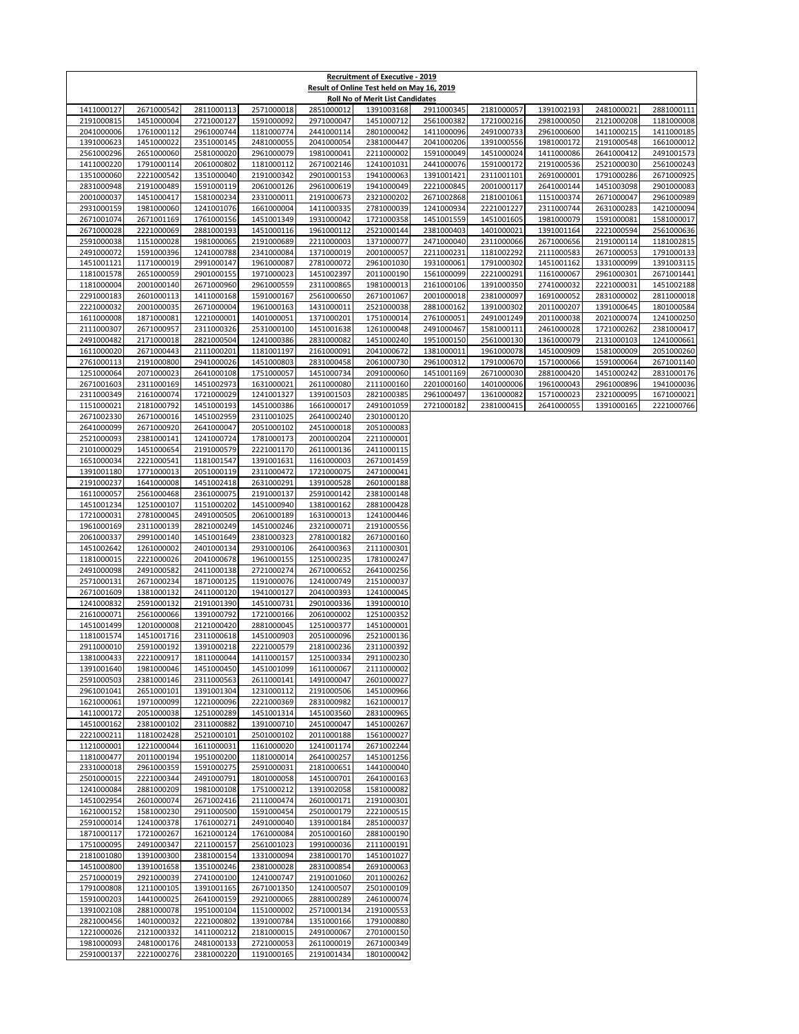**Recruitment of Executive - 2019**

**Result of Online Test held on May 16, 2019**

**Roll No of Merit List Candidates**

| | | | | | | | | | | |
|---|---|---|---|---|---|---|---|---|---|---|
| 1411000127 | 2671000542 | 2811000113 | 2571000018 | 2851000012 | 1391003168 | 2911000345 | 2181000057 | 1391002193 | 2481000021 | 2881000111 |
| 2191000815 | 1451000004 | 2721000127 | 1591000092 | 2971000047 | 1451000712 | 2561000382 | 1721000216 | 2981000050 | 2121000208 | 1181000008 |
| 2041000006 | 1761000112 | 2961000744 | 1181000774 | 2441000114 | 2801000042 | 1411000096 | 2491000733 | 2961000600 | 1411000215 | 1411000185 |
| 1391000623 | 1451000022 | 2351000145 | 2481000055 | 2041000054 | 2381000447 | 2041000206 | 1391000556 | 1981000172 | 2191000548 | 1661000012 |
| 2561000296 | 2651000060 | 2581000020 | 2961000079 | 1981000041 | 2211000002 | 1591000049 | 1451000024 | 1411000086 | 2641000412 | 2491001573 |
| 1411000220 | 1791000114 | 2061000802 | 1181000112 | 2671002146 | 1241001031 | 2441000076 | 1591000172 | 2191000536 | 2521000030 | 2561000243 |
| 1351000060 | 2221000542 | 1351000040 | 2191000342 | 2901000153 | 1941000063 | 1391001421 | 2311001101 | 2691000001 | 1791000286 | 2671000925 |
| 2831000948 | 2191000489 | 1591000119 | 2061000126 | 2961000619 | 1941000049 | 2221000845 | 2001000117 | 2641000144 | 1451003098 | 2901000083 |
| 2001000037 | 1451000417 | 1581000234 | 2331000011 | 2191000673 | 2321000202 | 2671002868 | 2181001061 | 1151000374 | 2671000047 | 2961000989 |
| 2931000159 | 1981000060 | 1241001076 | 1661000004 | 1411000335 | 2781000039 | 1241000934 | 2221001227 | 2311000744 | 2631000283 | 1421000094 |
| 2671001074 | 2671001169 | 1761000156 | 1451001349 | 1931000042 | 1721000358 | 1451001559 | 1451001605 | 1981000079 | 1591000081 | 1581000017 |
| 2671000028 | 2221000069 | 2881000193 | 1451000116 | 1961000112 | 2521000144 | 2381000403 | 1401000021 | 1391001164 | 2221000594 | 2561000636 |
| 2591000038 | 1151000028 | 1981000065 | 2191000689 | 2211000003 | 1371000077 | 2471000040 | 2311000066 | 2671000656 | 2191000114 | 1181002815 |
| 2491000072 | 1591000396 | 1241000788 | 2341000084 | 1371000019 | 2001000057 | 2211000231 | 1181002292 | 2111000583 | 2671000053 | 1791000133 |
| 1451001121 | 1171000019 | 2991000147 | 1961000087 | 2781000072 | 2961001030 | 1931000061 | 1791000302 | 1451001162 | 1331000099 | 1391003115 |
| 1181001578 | 2651000059 | 2901000155 | 1971000023 | 1451002397 | 2011000190 | 1561000099 | 2221000291 | 1161000067 | 2961000301 | 2671001441 |
| 1181000004 | 2001000140 | 2671000960 | 2961000559 | 2311000865 | 1981000013 | 2161000106 | 1391000350 | 2741000032 | 2221000031 | 1451002188 |
| 2291000183 | 2601000113 | 1411000168 | 1591000167 | 2561000650 | 2671001067 | 2001000018 | 2381000097 | 1691000052 | 2831000002 | 2811000018 |
| 2221000032 | 2001000035 | 2671000004 | 1961000163 | 1431000011 | 2521000038 | 2881000162 | 1391000302 | 2011000207 | 1391000645 | 1801000584 |
| 1611000008 | 1871000081 | 1221000001 | 1401000051 | 1371000201 | 1751000014 | 2761000051 | 2491001249 | 2011000038 | 2021000074 | 1241000250 |
| 2111000307 | 2671000957 | 2311000326 | 2531000100 | 1451001638 | 1261000048 | 2491000467 | 1581000111 | 2461000028 | 1721000262 | 2381000417 |
| 2491000482 | 2171000018 | 2821000504 | 1241000386 | 2831000082 | 1451000240 | 1951000150 | 2561000130 | 1361000079 | 2131000103 | 1241000661 |
| 1611000020 | 2671000443 | 2111000201 | 1181001197 | 2161000091 | 2041000672 | 1381000011 | 1961000078 | 1451000909 | 1581000009 | 2051000260 |
| 2761000113 | 2191000800 | 2941000026 | 1451000803 | 2831000458 | 2061000730 | 2961000312 | 1791000670 | 1571000066 | 1591000064 | 2671001140 |
| 1251000064 | 2071000023 | 2641000108 | 1751000057 | 1451000734 | 2091000060 | 1451001169 | 2671000030 | 2881000420 | 1451000242 | 2831000176 |
| 2671001603 | 2311000169 | 1451002973 | 1631000021 | 2611000080 | 2111000160 | 2201000160 | 1401000006 | 1961000043 | 2961000896 | 1941000036 |
| 2311000349 | 2161000074 | 1721000029 | 1241001327 | 1391001503 | 2821000385 | 2961000497 | 1361000082 | 1571000023 | 2321000095 | 1671000021 |
| 1151000021 | 2181000792 | 1451000193 | 1451000386 | 1661000017 | 2491001059 | 2721000182 | 2381000415 | 2641000055 | 1391000165 | 2221000766 |
| 2671002330 | 2671000016 | 1451002959 | 2311001025 | 2641000240 | 2301000120 | | | | | |
| 2641000099 | 2671000920 | 2641000047 | 2051000102 | 2451000018 | 2051000083 | | | | | |
| 2521000093 | 2381000141 | 1241000724 | 1781000173 | 2001000204 | 2211000001 | | | | | |
| 2101000029 | 1451000654 | 2191000579 | 2221001170 | 2611000136 | 2411000115 | | | | | |
| 1651000034 | 2221000541 | 1181001547 | 1391001631 | 1161000003 | 2671001459 | | | | | |
| 1391001180 | 1771000013 | 2051000119 | 2311000472 | 1721000075 | 2471000041 | | | | | |
| 2191000237 | 1641000008 | 1451002418 | 2631000291 | 1391000528 | 2601000188 | | | | | |
| 1611000057 | 2561000468 | 2361000075 | 2191000137 | 2591000142 | 2381000148 | | | | | |
| 1451001234 | 1251000107 | 1151000202 | 1451000940 | 1381000162 | 2881000428 | | | | | |
| 1721000031 | 2781000045 | 2491000505 | 2061000189 | 1631000013 | 1241000446 | | | | | |
| 1961000169 | 2311000139 | 2821000249 | 1451000246 | 2321000071 | 2191000556 | | | | | |
| 2061000337 | 2991000140 | 1451001649 | 2381000323 | 2781000182 | 2671000160 | | | | | |
| 1451002642 | 1261000002 | 2401000134 | 2931000106 | 2641000363 | 2111000301 | | | | | |
| 1181000015 | 2221000026 | 2041000678 | 1961000155 | 1251000235 | 1781000247 | | | | | |
| 2491000098 | 2491000582 | 2411000138 | 2721000274 | 2671000652 | 2641000256 | | | | | |
| 2571000131 | 2671000234 | 1871000125 | 1191000076 | 1241000749 | 2151000037 | | | | | |
| 2671001609 | 1381000132 | 2411000120 | 1941000127 | 2041000393 | 1241000045 | | | | | |
| 1241000832 | 2591000132 | 2191001390 | 1451000731 | 2901000336 | 1391000010 | | | | | |
| 2161000071 | 2561000066 | 1391000792 | 1721000166 | 2061000002 | 1251000352 | | | | | |
| 1451001499 | 1201000008 | 2121000420 | 2881000045 | 1251000377 | 1451000001 | | | | | |
| 1181001574 | 1451001716 | 2311000618 | 1451000903 | 2051000096 | 2521000136 | | | | | |
| 2911000010 | 2591000192 | 1391000218 | 2221000579 | 2181000236 | 2311000392 | | | | | |
| 1381000433 | 2221000917 | 1811000044 | 1411000157 | 1251000334 | 2911000230 | | | | | |
| 1391001640 | 1981000046 | 1451000450 | 1451001099 | 1611000067 | 2111000002 | | | | | |
| 2591000503 | 2381000146 | 2311000563 | 2611000141 | 1491000047 | 2601000027 | | | | | |
| 2961001041 | 2651000101 | 1391001304 | 1231000112 | 2191000506 | 1451000966 | | | | | |
| 1621000061 | 1971000099 | 1221000096 | 2221000369 | 2831000982 | 1621000017 | | | | | |
| 1411000172 | 2051000038 | 1251000289 | 1451001314 | 1451003560 | 2831000965 | | | | | |
| 1451000162 | 2381000102 | 2311000882 | 1391000710 | 2451000047 | 1451000267 | | | | | |
| 2221000211 | 1181002428 | 2521000101 | 2501000102 | 2011000188 | 1561000027 | | | | | |
| 1121000001 | 1221000044 | 1611000031 | 1161000020 | 1241001174 | 2671002244 | | | | | |
| 1181000477 | 2011000194 | 1951000200 | 1181000014 | 2641000257 | 1451001256 | | | | | |
| 2331000018 | 2961000359 | 1591000275 | 2591000031 | 2181000651 | 1441000040 | | | | | |
| 2501000015 | 2221000344 | 2491000791 | 1801000058 | 1451000701 | 2641000163 | | | | | |
| 1241000084 | 2881000209 | 1981000108 | 1751000212 | 1391002058 | 1581000082 | | | | | |
| 1451002954 | 2601000074 | 2671002416 | 2111000474 | 2601000171 | 2191000301 | | | | | |
| 1621000152 | 1581000230 | 2911000500 | 1591000454 | 2501000179 | 2221000515 | | | | | |
| 2591000014 | 1241000378 | 1761000271 | 2491000040 | 1391000184 | 2851000037 | | | | | |
| 1871000117 | 1721000267 | 1621000124 | 1761000084 | 2051000160 | 2881000190 | | | | | |
| 1751000095 | 2491000347 | 2211000157 | 2561001023 | 1991000036 | 2111000191 | | | | | |
| 2181001080 | 1391000300 | 2381000154 | 1331000094 | 2381000170 | 1451001027 | | | | | |
| 1451000800 | 1391001658 | 1351000246 | 2381000028 | 2831000854 | 2691000063 | | | | | |
| 2571000019 | 2921000039 | 2741000100 | 1241000747 | 2191001060 | 2011000262 | | | | | |
| 1791000808 | 1211000105 | 1391001165 | 2671001350 | 1241000507 | 2501000109 | | | | | |
| 1591000203 | 1441000025 | 2641000159 | 2921000065 | 2881000289 | 2461000074 | | | | | |
| 1391002108 | 2881000078 | 1951000104 | 1151000002 | 2571000134 | 2191000553 | | | | | |
| 2821000456 | 1401000032 | 2221000802 | 1391000784 | 1351000166 | 1791000880 | | | | | |
| 1221000026 | 2121000332 | 1411000212 | 2181000015 | 2491000067 | 2701000150 | | | | | |
| 1981000093 | 2481000176 | 2481000133 | 2721000053 | 2611000019 | 2671000349 | | | | | |
| 2591000137 | 2221000276 | 2381000220 | 1191000165 | 2191001434 | 1801000042 | | | | | |